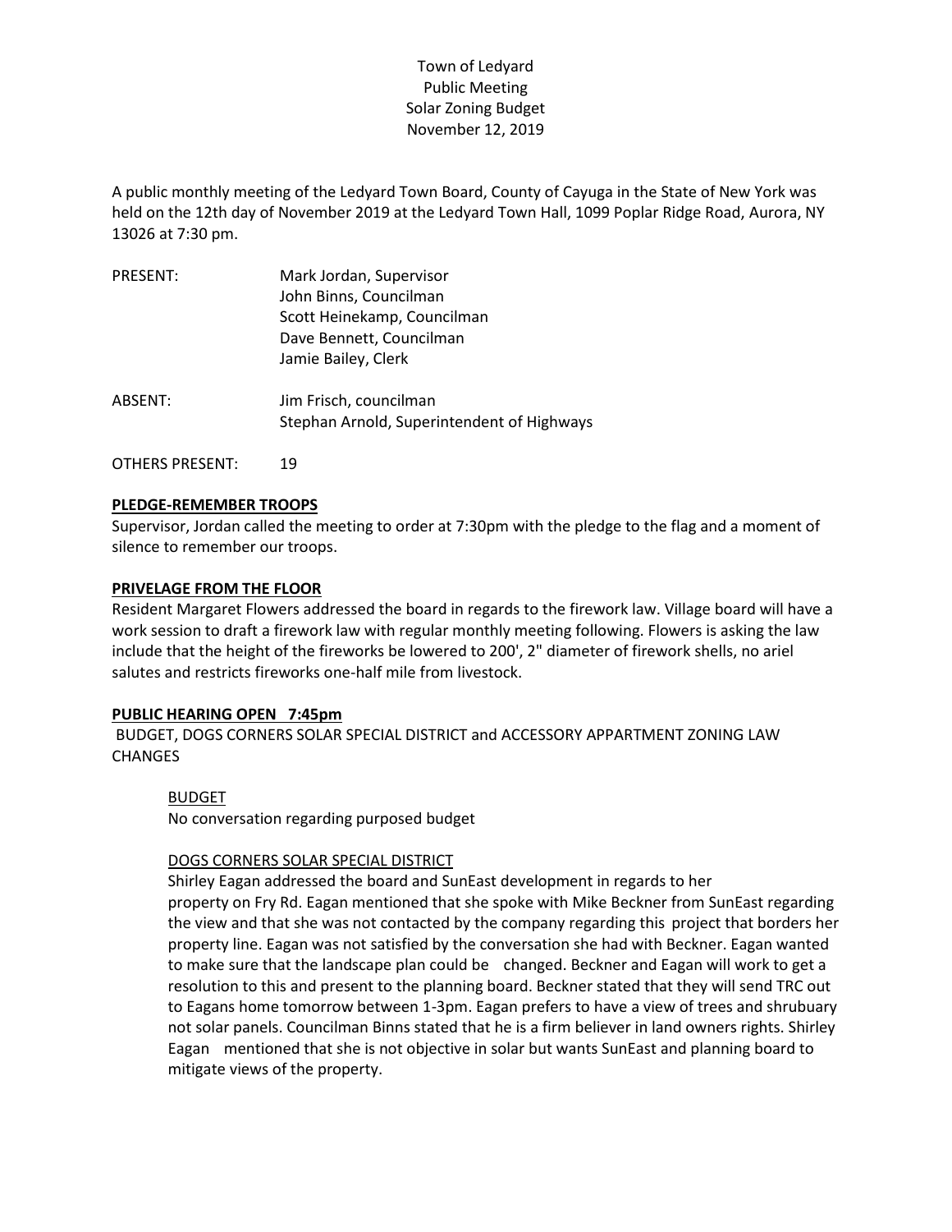Town of Ledyard
Public Meeting
Solar Zoning Budget
November 12, 2019

A public monthly meeting of the Ledyard Town Board, County of Cayuga in the State of New York was held on the 12th day of November 2019 at the Ledyard Town Hall, 1099 Poplar Ridge Road, Aurora, NY 13026 at 7:30 pm.

| | |
|---|---|
| PRESENT: | Mark Jordan, Supervisor<br>John Binns, Councilman<br>Scott Heinekamp, Councilman<br>Dave Bennett, Councilman<br>Jamie Bailey, Clerk |
| ABSENT: | Jim Frisch, councilman<br>Stephan Arnold, Superintendent of Highways |
| OTHERS PRESENT: | 19 |

**PLEDGE-REMEMBER TROOPS**

Supervisor, Jordan called the meeting to order at 7:30pm with the pledge to the flag and a moment of silence to remember our troops.

**PRIVELAGE FROM THE FLOOR**

Resident Margaret Flowers addressed the board in regards to the firework law. Village board will have a work session to draft a firework law with regular monthly meeting following. Flowers is asking the law include that the height of the fireworks be lowered to 200', 2" diameter of firework shells, no ariel salutes and restricts fireworks one-half mile from livestock.

**PUBLIC HEARING OPEN 7:45pm**

BUDGET, DOGS CORNERS SOLAR SPECIAL DISTRICT and ACCESSORY APPARTMENT ZONING LAW CHANGES

BUDGET

No conversation regarding purposed budget

DOGS CORNERS SOLAR SPECIAL DISTRICT

Shirley Eagan addressed the board and SunEast development in regards to her property on Fry Rd. Eagan mentioned that she spoke with Mike Beckner from SunEast regarding the view and that she was not contacted by the company regarding this project that borders her property line. Eagan was not satisfied by the conversation she had with Beckner. Eagan wanted to make sure that the landscape plan could be changed. Beckner and Eagan will work to get a resolution to this and present to the planning board. Beckner stated that they will send TRC out to Eagans home tomorrow between 1-3pm. Eagan prefers to have a view of trees and shrubuary not solar panels. Councilman Binns stated that he is a firm believer in land owners rights. Shirley Eagan mentioned that she is not objective in solar but wants SunEast and planning board to mitigate views of the property.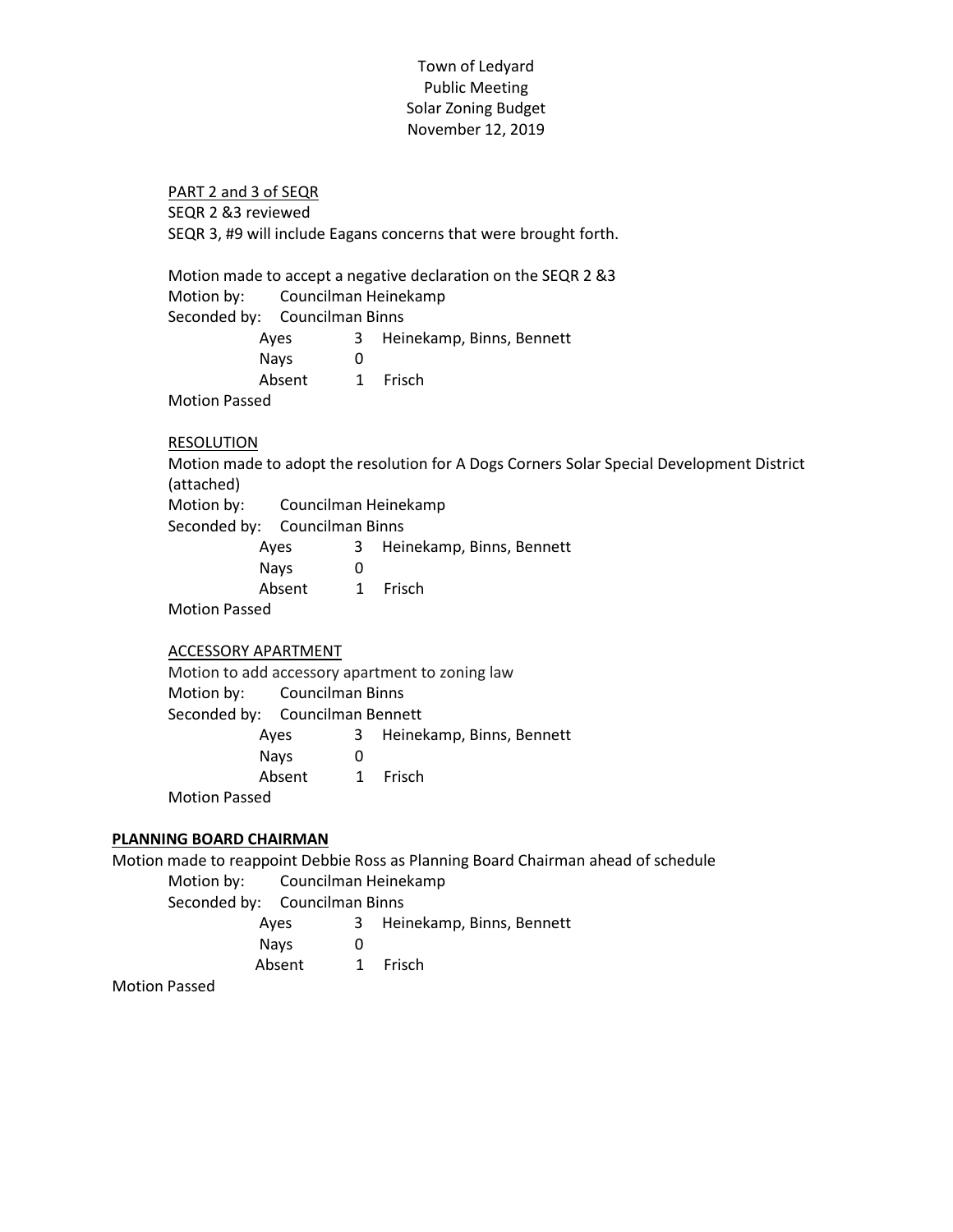Town of Ledyard
Public Meeting
Solar Zoning Budget
November 12, 2019

PART 2 and 3 of SEQR

SEQR 2 &3 reviewed

SEQR 3, #9 will include Eagans concerns that were brought forth.

Motion made to accept a negative declaration on the SEQR 2 &3

Motion by: Councilman Heinekamp

Seconded by: Councilman Binns

| | | |
|---|---|---|
| Ayes | 3 | Heinekamp, Binns, Bennett |
| Nays | 0 | |
| Absent | 1 | Frisch |

Motion Passed

RESOLUTION

Motion made to adopt the resolution for A Dogs Corners Solar Special Development District (attached)

Motion by: Councilman Heinekamp

Seconded by: Councilman Binns

| | | |
|---|---|---|
| Ayes | 3 | Heinekamp, Binns, Bennett |
| Nays | 0 | |
| Absent | 1 | Frisch |

Motion Passed

ACCESSORY APARTMENT

Motion to add accessory apartment to zoning law

Motion by: Councilman Binns

Seconded by: Councilman Bennett

| | | |
|---|---|---|
| Ayes | 3 | Heinekamp, Binns, Bennett |
| Nays | 0 | |
| Absent | 1 | Frisch |

Motion Passed

**PLANNING BOARD CHAIRMAN**

Motion made to reappoint Debbie Ross as Planning Board Chairman ahead of schedule

Motion by: Councilman Heinekamp

Seconded by: Councilman Binns

| | | |
|---|---|---|
| Ayes | 3 | Heinekamp, Binns, Bennett |
| Nays | 0 | |
| Absent | 1 | Frisch |

Motion Passed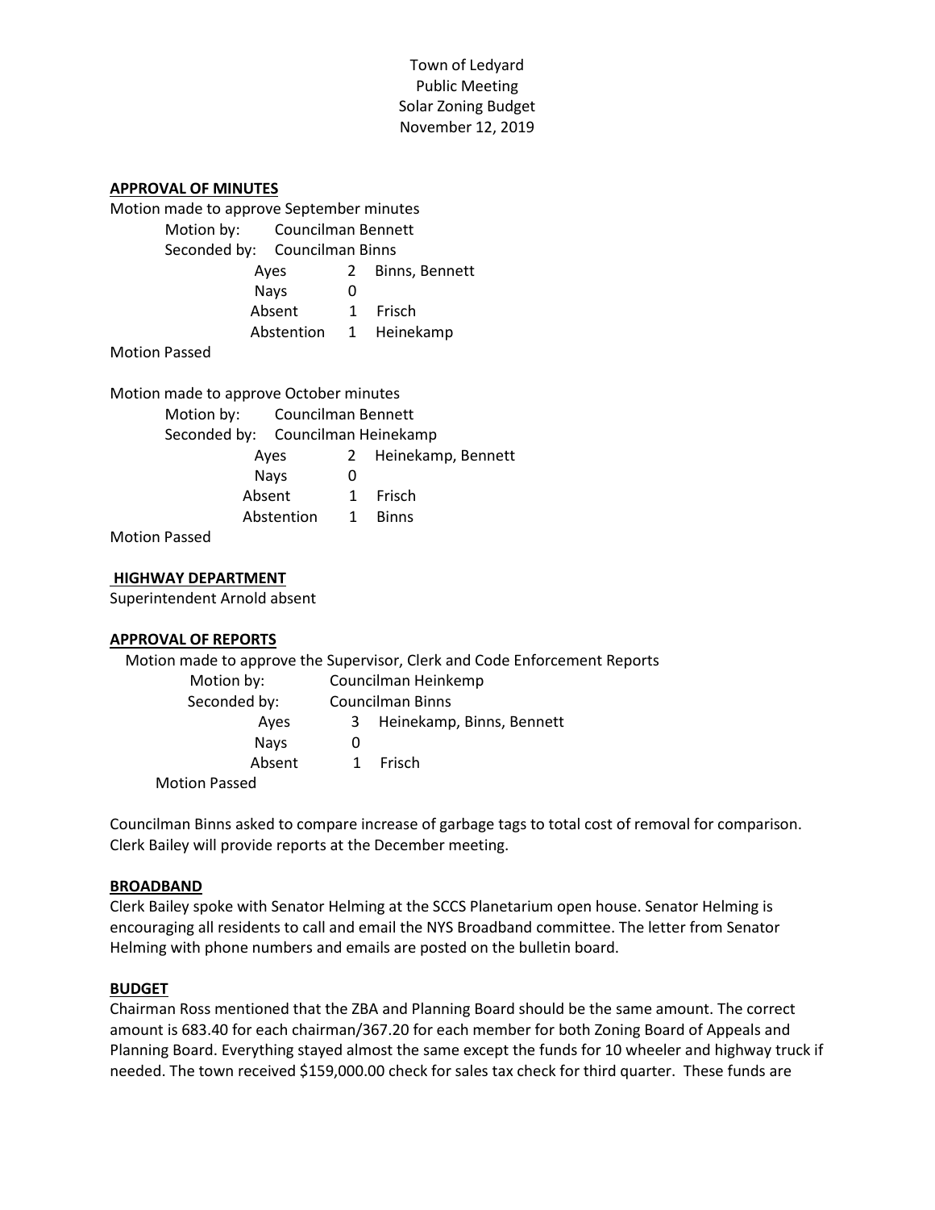Town of Ledyard
Public Meeting
Solar Zoning Budget
November 12, 2019

**APPROVAL OF MINUTES**

Motion made to approve September minutes

Motion by: Councilman Bennett
Seconded by: Councilman Binns

| | | |
|---|---|---|
| Ayes | 2 | Binns, Bennett |
| Nays | 0 | |
| Absent | 1 | Frisch |
| Abstention | 1 | Heinekamp |

Motion Passed

Motion made to approve October minutes

Motion by: Councilman Bennett
Seconded by: Councilman Heinekamp

| | | |
|---|---|---|
| Ayes | 2 | Heinekamp, Bennett |
| Nays | 0 | |
| Absent | 1 | Frisch |
| Abstention | 1 | Binns |

Motion Passed

**HIGHWAY DEPARTMENT**

Superintendent Arnold absent

**APPROVAL OF REPORTS**

Motion made to approve the Supervisor, Clerk and Code Enforcement Reports

Motion by: Councilman Heinkemp
Seconded by: Councilman Binns

| | | |
|---|---|---|
| Ayes | 3 | Heinekamp, Binns, Bennett |
| Nays | 0 | |
| Absent | 1 | Frisch |

Motion Passed

Councilman Binns asked to compare increase of garbage tags to total cost of removal for comparison. Clerk Bailey will provide reports at the December meeting.

**BROADBAND**

Clerk Bailey spoke with Senator Helming at the SCCS Planetarium open house. Senator Helming is encouraging all residents to call and email the NYS Broadband committee. The letter from Senator Helming with phone numbers and emails are posted on the bulletin board.

**BUDGET**

Chairman Ross mentioned that the ZBA and Planning Board should be the same amount. The correct amount is 683.40 for each chairman/367.20 for each member for both Zoning Board of Appeals and Planning Board. Everything stayed almost the same except the funds for 10 wheeler and highway truck if needed. The town received $159,000.00 check for sales tax check for third quarter. These funds are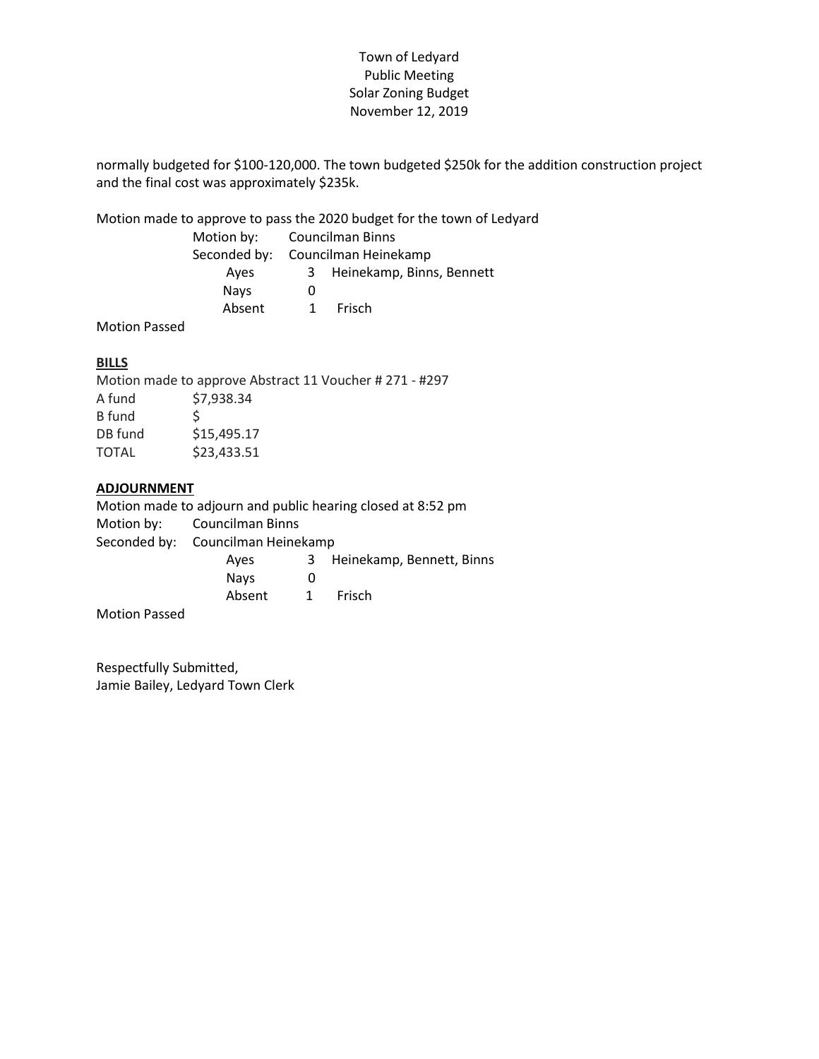normally budgeted for $100-120,000. The town budgeted $250k for the addition construction project and the final cost was approximately $235k.

Motion made to approve to pass the 2020 budget for the town of Ledyard

| | | |
|---|---|---|
| Motion by: | Councilman Binns | |
| Seconded by: | Councilman Heinekamp | |
| Ayes | 3 | Heinekamp, Binns, Bennett |
| Nays | 0 | |
| Absent | 1 | Frisch |

Motion Passed

**BILLS**

Motion made to approve Abstract 11 Voucher # 271 - #297

| | |
|---|---|
| A fund | $7,938.34 |
| B fund | $ |
| DB fund | $15,495.17 |
| TOTAL | $23,433.51 |

**ADJOURNMENT**

Motion made to adjourn and public hearing closed at 8:52 pm

| | | |
|---|---|---|
| Motion by: | Councilman Binns | |
| Seconded by: | Councilman Heinekamp | |
| Ayes | 3 | Heinekamp, Bennett, Binns |
| Nays | 0 | |
| Absent | 1 | Frisch |

Motion Passed

Respectfully Submitted,
Jamie Bailey, Ledyard Town Clerk